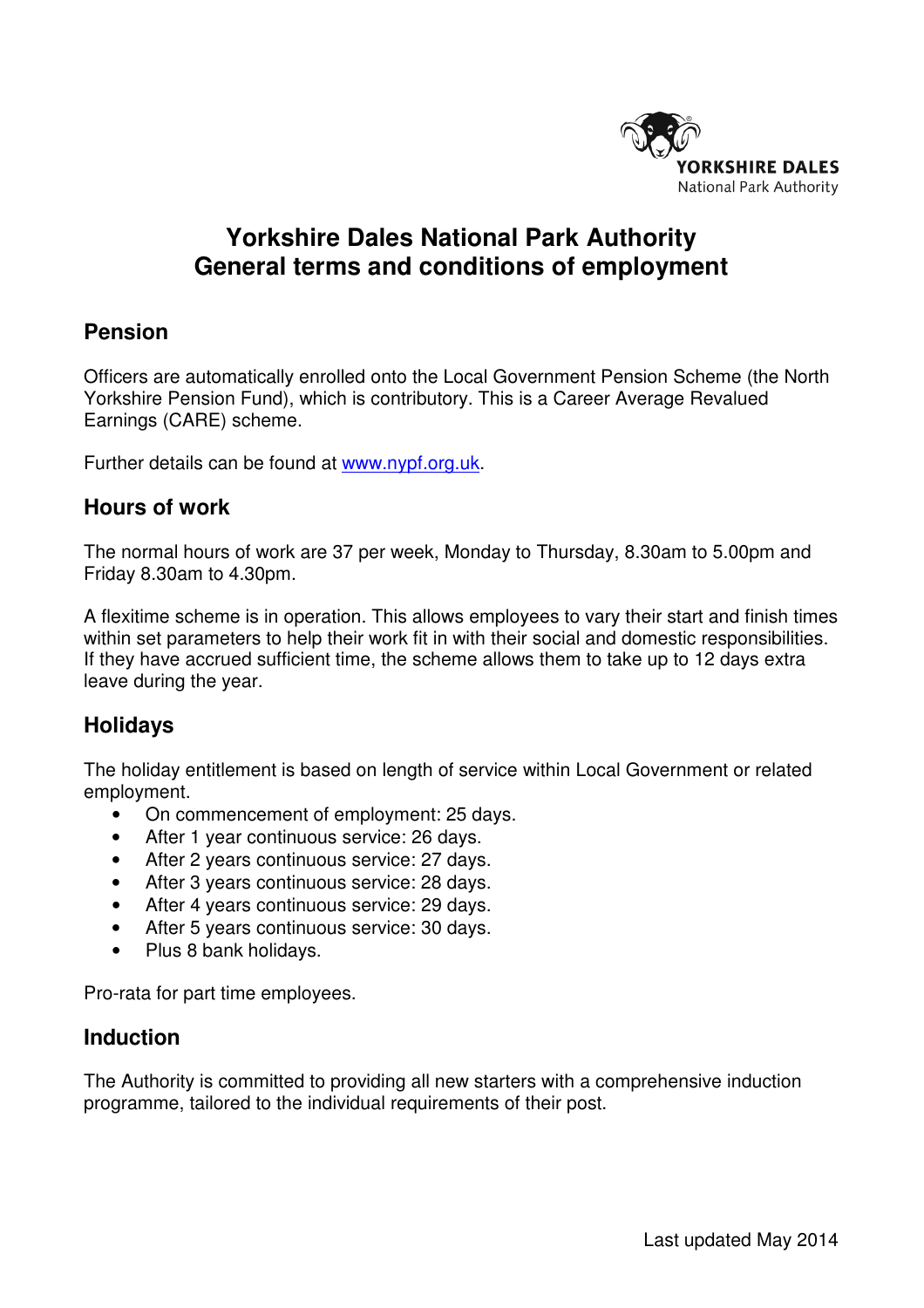# Yorkshire Dales National Park Authority
# General terms and conditions of employment

## Pension

Officers are automatically enrolled onto the Local Government Pension Scheme (the North Yorkshire Pension Fund), which is contributory. This is a Career Average Revalued Earnings (CARE) scheme.

Further details can be found at www.nypf.org.uk.

## Hours of work

The normal hours of work are 37 per week, Monday to Thursday, 8.30am to 5.00pm and Friday 8.30am to 4.30pm.

A flexitime scheme is in operation. This allows employees to vary their start and finish times within set parameters to help their work fit in with their social and domestic responsibilities. If they have accrued sufficient time, the scheme allows them to take up to 12 days extra leave during the year.

## Holidays

The holiday entitlement is based on length of service within Local Government or related employment.

- On commencement of employment: 25 days.
- After 1 year continuous service: 26 days.
- After 2 years continuous service: 27 days.
- After 3 years continuous service: 28 days.
- After 4 years continuous service: 29 days.
- After 5 years continuous service: 30 days.
- Plus 8 bank holidays.

Pro-rata for part time employees.

## Induction

The Authority is committed to providing all new starters with a comprehensive induction programme, tailored to the individual requirements of their post.

Last updated May 2014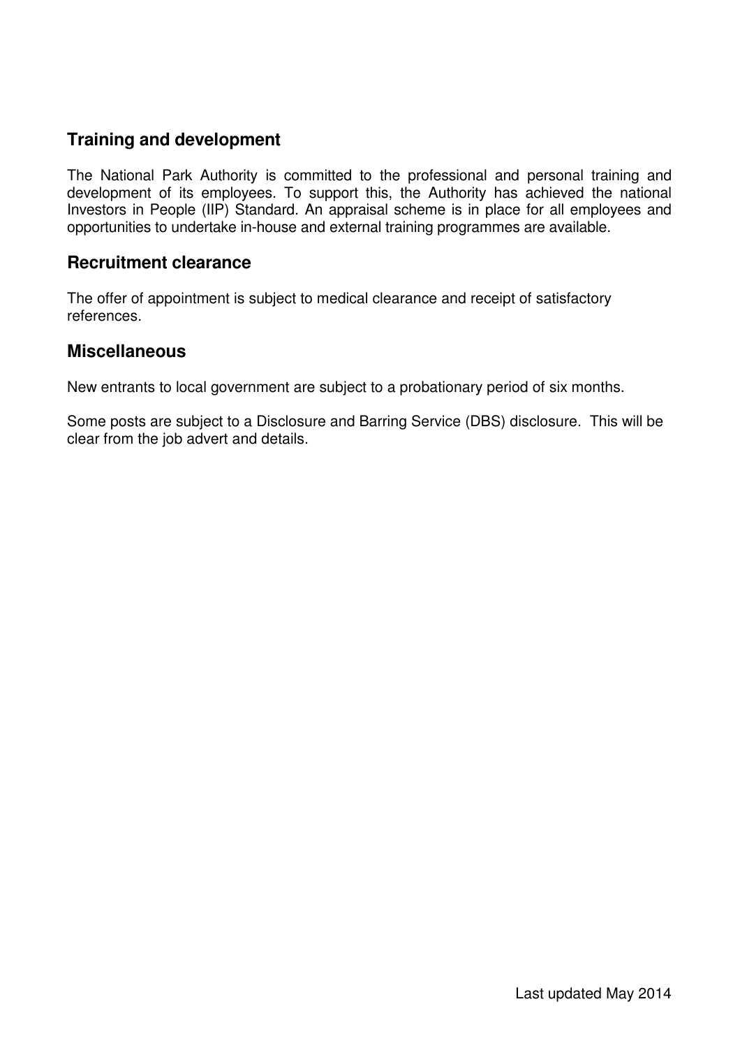## Training and development

The National Park Authority is committed to the professional and personal training and development of its employees. To support this, the Authority has achieved the national Investors in People (IIP) Standard. An appraisal scheme is in place for all employees and opportunities to undertake in-house and external training programmes are available.

## Recruitment clearance

The offer of appointment is subject to medical clearance and receipt of satisfactory references.

## Miscellaneous

New entrants to local government are subject to a probationary period of six months.

Some posts are subject to a Disclosure and Barring Service (DBS) disclosure. This will be clear from the job advert and details.

Last updated May 2014